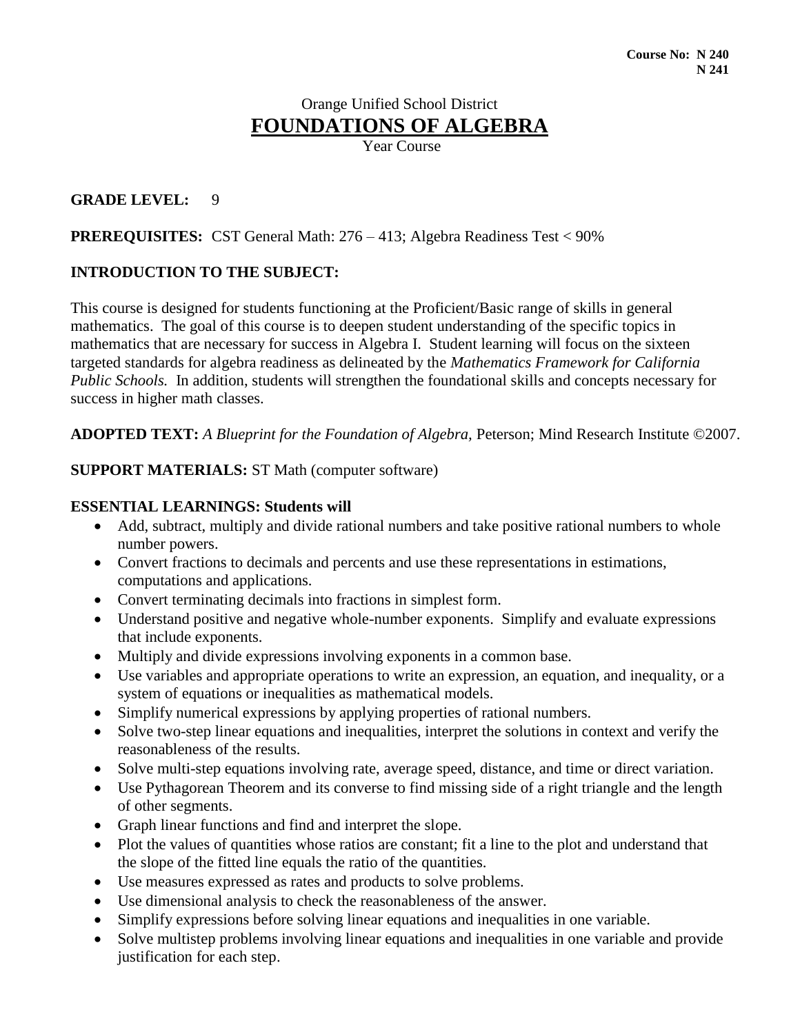**Course No: N 240**
**N 241**

Orange Unified School District

# FOUNDATIONS OF ALGEBRA

Year Course

**GRADE LEVEL:** 9

**PREREQUISITES:** CST General Math: 276 – 413; Algebra Readiness Test < 90%

**INTRODUCTION TO THE SUBJECT:**

This course is designed for students functioning at the Proficient/Basic range of skills in general mathematics. The goal of this course is to deepen student understanding of the specific topics in mathematics that are necessary for success in Algebra I. Student learning will focus on the sixteen targeted standards for algebra readiness as delineated by the *Mathematics Framework for California Public Schools.* In addition, students will strengthen the foundational skills and concepts necessary for success in higher math classes.

**ADOPTED TEXT:** *A Blueprint for the Foundation of Algebra,* Peterson; Mind Research Institute ©2007.

**SUPPORT MATERIALS:** ST Math (computer software)

**ESSENTIAL LEARNINGS: Students will**

- Add, subtract, multiply and divide rational numbers and take positive rational numbers to whole number powers.
- Convert fractions to decimals and percents and use these representations in estimations, computations and applications.
- Convert terminating decimals into fractions in simplest form.
- Understand positive and negative whole-number exponents. Simplify and evaluate expressions that include exponents.
- Multiply and divide expressions involving exponents in a common base.
- Use variables and appropriate operations to write an expression, an equation, and inequality, or a system of equations or inequalities as mathematical models.
- Simplify numerical expressions by applying properties of rational numbers.
- Solve two-step linear equations and inequalities, interpret the solutions in context and verify the reasonableness of the results.
- Solve multi-step equations involving rate, average speed, distance, and time or direct variation.
- Use Pythagorean Theorem and its converse to find missing side of a right triangle and the length of other segments.
- Graph linear functions and find and interpret the slope.
- Plot the values of quantities whose ratios are constant; fit a line to the plot and understand that the slope of the fitted line equals the ratio of the quantities.
- Use measures expressed as rates and products to solve problems.
- Use dimensional analysis to check the reasonableness of the answer.
- Simplify expressions before solving linear equations and inequalities in one variable.
- Solve multistep problems involving linear equations and inequalities in one variable and provide justification for each step.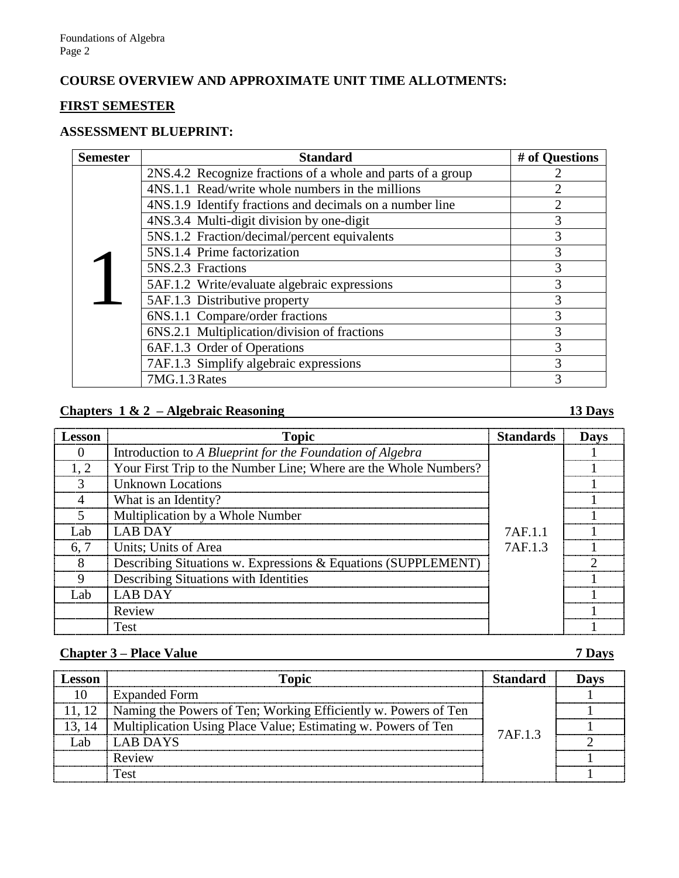## COURSE OVERVIEW AND APPROXIMATE UNIT TIME ALLOTMENTS:

### FIRST SEMESTER

### ASSESSMENT BLUEPRINT:

| Semester | Standard | # of Questions |
|---|---|---|
| 1 | 2NS.4.2 Recognize fractions of a whole and parts of a group | 2 |
| | 4NS.1.1 Read/write whole numbers in the millions | 2 |
| | 4NS.1.9 Identify fractions and decimals on a number line | 2 |
| | 4NS.3.4 Multi-digit division by one-digit | 3 |
| | 5NS.1.2 Fraction/decimal/percent equivalents | 3 |
| | 5NS.1.4 Prime factorization | 3 |
| | 5NS.2.3 Fractions | 3 |
| | 5AF.1.2 Write/evaluate algebraic expressions | 3 |
| | 5AF.1.3 Distributive property | 3 |
| | 6NS.1.1 Compare/order fractions | 3 |
| | 6NS.2.1 Multiplication/division of fractions | 3 |
| | 6AF.1.3 Order of Operations | 3 |
| | 7AF.1.3 Simplify algebraic expressions | 3 |
| | 7MG.1.3 Rates | 3 |

### Chapters 1 & 2 – Algebraic Reasoning — 13 Days

| Lesson | Topic | Standards | Days |
|---|---|---|---|
| 0 | Introduction to *A Blueprint for the Foundation of Algebra* | 7AF.1.1 7AF.1.3 | 1 |
| 1, 2 | Your First Trip to the Number Line; Where are the Whole Numbers? | | 1 |
| 3 | Unknown Locations | | 1 |
| 4 | What is an Identity? | | 1 |
| 5 | Multiplication by a Whole Number | | 1 |
| Lab | LAB DAY | | 1 |
| 6, 7 | Units; Units of Area | | 1 |
| 8 | Describing Situations w. Expressions & Equations (SUPPLEMENT) | | 2 |
| 9 | Describing Situations with Identities | | 1 |
| Lab | LAB DAY | | 1 |
| | Review | | 1 |
| | Test | | 1 |

### Chapter 3 – Place Value — 7 Days

| Lesson | Topic | Standard | Days |
|---|---|---|---|
| 10 | Expanded Form | 7AF.1.3 | 1 |
| 11, 12 | Naming the Powers of Ten; Working Efficiently w. Powers of Ten | | 1 |
| 13, 14 | Multiplication Using Place Value; Estimating w. Powers of Ten | | 1 |
| Lab | LAB DAYS | | 2 |
| | Review | | 1 |
| | Test | | 1 |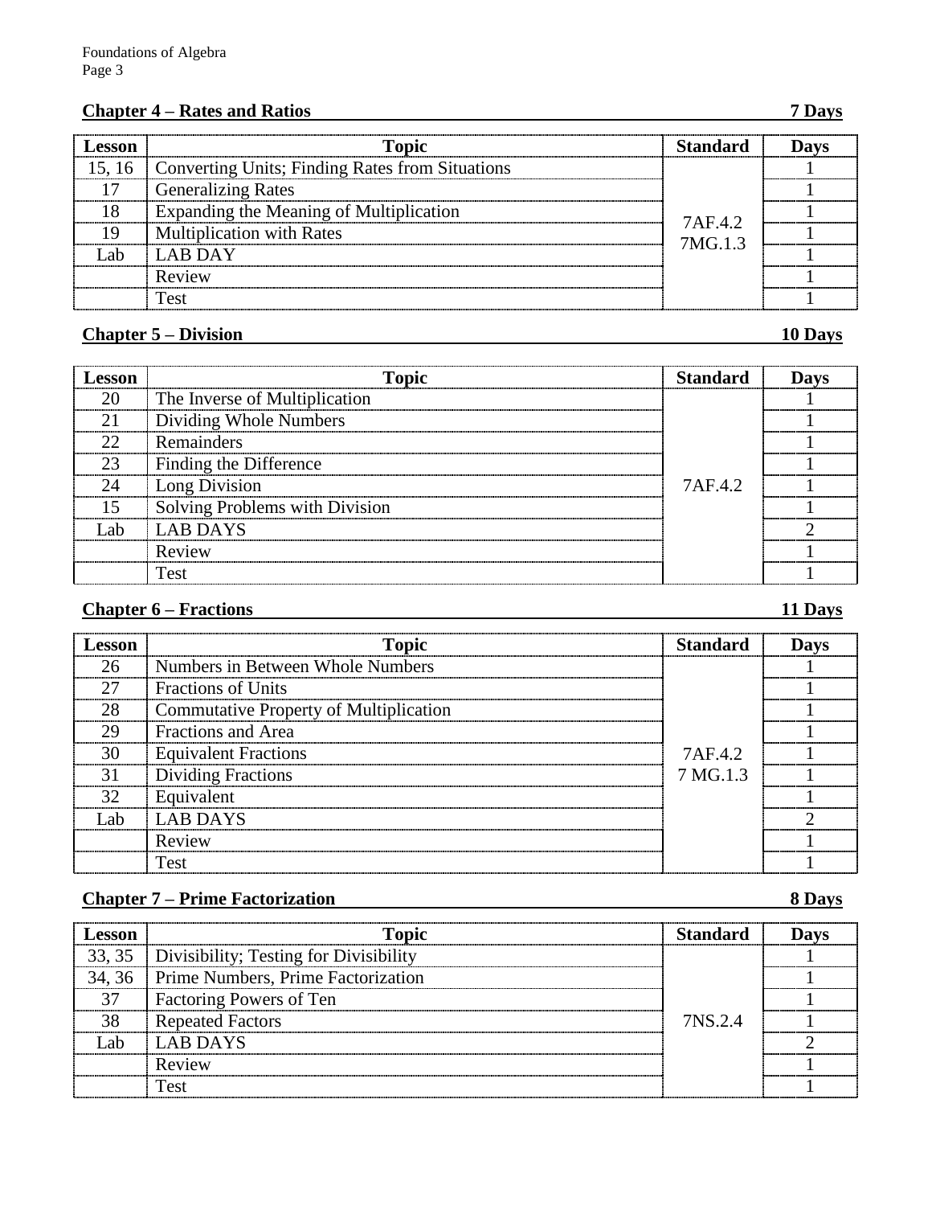## Chapter 4 – Rates and Ratios — 7 Days

| Lesson | Topic | Standard | Days |
|---|---|---|---|
| 15, 16 | Converting Units; Finding Rates from Situations | 7AF.4.2<br>7MG.1.3 | 1 |
| 17 | Generalizing Rates | | 1 |
| 18 | Expanding the Meaning of Multiplication | | 1 |
| 19 | Multiplication with Rates | | 1 |
| Lab | LAB DAY | | 1 |
| | Review | | 1 |
| | Test | | 1 |

## Chapter 5 – Division — 10 Days

| Lesson | Topic | Standard | Days |
|---|---|---|---|
| 20 | The Inverse of Multiplication | 7AF.4.2 | 1 |
| 21 | Dividing Whole Numbers | | 1 |
| 22 | Remainders | | 1 |
| 23 | Finding the Difference | | 1 |
| 24 | Long Division | | 1 |
| 15 | Solving Problems with Division | | 1 |
| Lab | LAB DAYS | | 2 |
| | Review | | 1 |
| | Test | | 1 |

## Chapter 6 – Fractions — 11 Days

| Lesson | Topic | Standard | Days |
|---|---|---|---|
| 26 | Numbers in Between Whole Numbers | 7AF.4.2<br>7 MG.1.3 | 1 |
| 27 | Fractions of Units | | 1 |
| 28 | Commutative Property of Multiplication | | 1 |
| 29 | Fractions and Area | | 1 |
| 30 | Equivalent Fractions | | 1 |
| 31 | Dividing Fractions | | 1 |
| 32 | Equivalent | | 1 |
| Lab | LAB DAYS | | 2 |
| | Review | | 1 |
| | Test | | 1 |

## Chapter 7 – Prime Factorization — 8 Days

| Lesson | Topic | Standard | Days |
|---|---|---|---|
| 33, 35 | Divisibility; Testing for Divisibility | 7NS.2.4 | 1 |
| 34, 36 | Prime Numbers, Prime Factorization | | 1 |
| 37 | Factoring Powers of Ten | | 1 |
| 38 | Repeated Factors | | 1 |
| Lab | LAB DAYS | | 2 |
| | Review | | 1 |
| | Test | | 1 |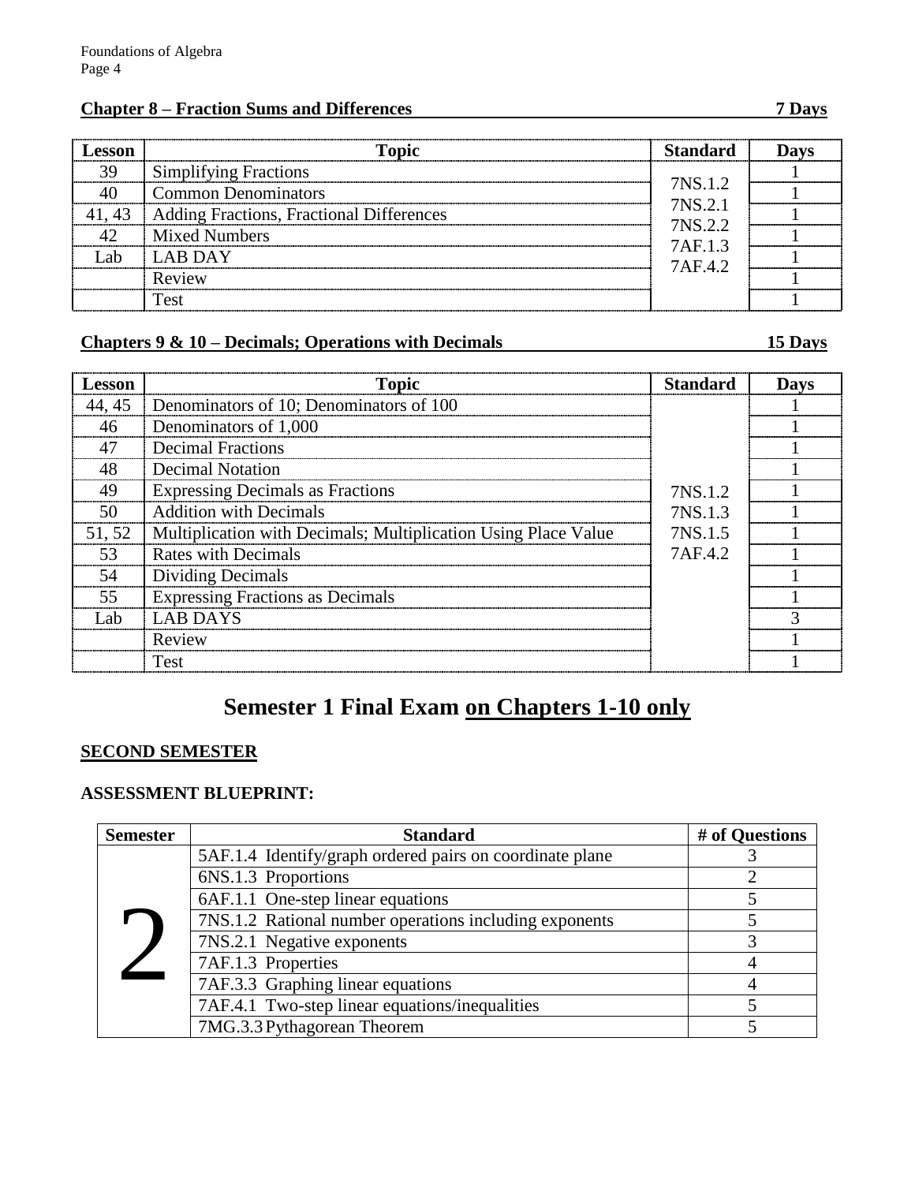**Chapter 8 – Fraction Sums and Differences** **7 Days**

| Lesson | Topic | Standard | Days |
|---|---|---|---|
| 39 | Simplifying Fractions | 7NS.1.2 7NS.2.1 7NS.2.2 7AF.1.3 7AF.4.2 | 1 |
| 40 | Common Denominators | | 1 |
| 41, 43 | Adding Fractions, Fractional Differences | | 1 |
| 42 | Mixed Numbers | | 1 |
| Lab | LAB DAY | | 1 |
| | Review | | 1 |
| | Test | | 1 |

**Chapters 9 & 10 – Decimals; Operations with Decimals** **15 Days**

| Lesson | Topic | Standard | Days |
|---|---|---|---|
| 44, 45 | Denominators of 10; Denominators of 100 | 7NS.1.2 7NS.1.3 7NS.1.5 7AF.4.2 | 1 |
| 46 | Denominators of 1,000 | | 1 |
| 47 | Decimal Fractions | | 1 |
| 48 | Decimal Notation | | 1 |
| 49 | Expressing Decimals as Fractions | | 1 |
| 50 | Addition with Decimals | | 1 |
| 51, 52 | Multiplication with Decimals; Multiplication Using Place Value | | 1 |
| 53 | Rates with Decimals | | 1 |
| 54 | Dividing Decimals | | 1 |
| 55 | Expressing Fractions as Decimals | | 1 |
| Lab | LAB DAYS | | 3 |
| | Review | | 1 |
| | Test | | 1 |

# Semester 1 Final Exam on Chapters 1-10 only

**SECOND SEMESTER**

**ASSESSMENT BLUEPRINT:**

| Semester | Standard | # of Questions |
|---|---|---|
| 2 | 5AF.1.4 Identify/graph ordered pairs on coordinate plane | 3 |
| | 6NS.1.3 Proportions | 2 |
| | 6AF.1.1 One-step linear equations | 5 |
| | 7NS.1.2 Rational number operations including exponents | 5 |
| | 7NS.2.1 Negative exponents | 3 |
| | 7AF.1.3 Properties | 4 |
| | 7AF.3.3 Graphing linear equations | 4 |
| | 7AF.4.1 Two-step linear equations/inequalities | 5 |
| | 7MG.3.3 Pythagorean Theorem | 5 |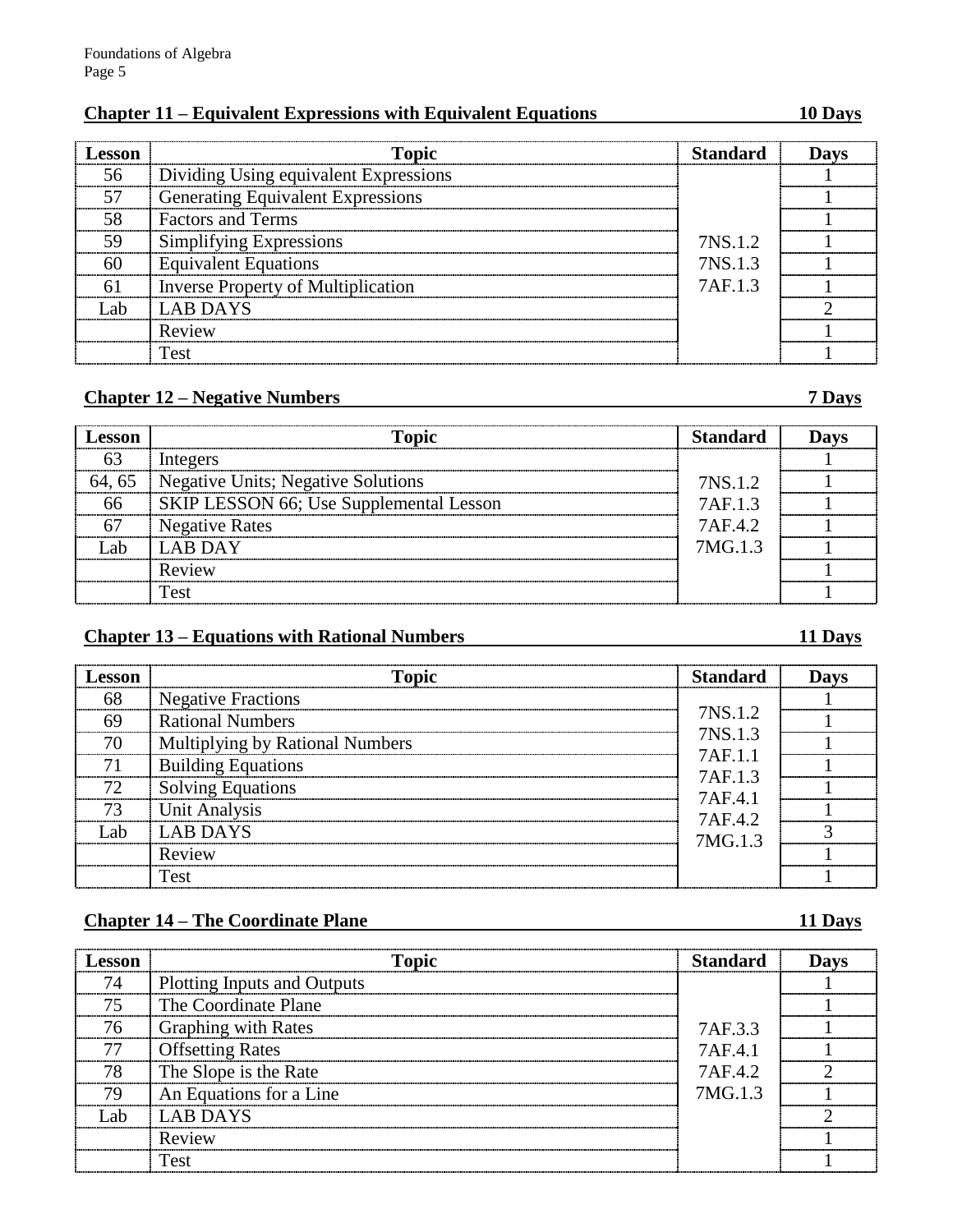## Chapter 11 – Equivalent Expressions with Equivalent Equations — 10 Days

| Lesson | Topic | Standard | Days |
|---|---|---|---|
| 56 | Dividing Using equivalent Expressions | 7NS.1.2<br>7NS.1.3<br>7AF.1.3 | 1 |
| 57 | Generating Equivalent Expressions | | 1 |
| 58 | Factors and Terms | | 1 |
| 59 | Simplifying Expressions | | 1 |
| 60 | Equivalent Equations | | 1 |
| 61 | Inverse Property of Multiplication | | 1 |
| Lab | LAB DAYS | | 2 |
| | Review | | 1 |
| | Test | | 1 |

## Chapter 12 – Negative Numbers — 7 Days

| Lesson | Topic | Standard | Days |
|---|---|---|---|
| 63 | Integers | 7NS.1.2<br>7AF.1.3<br>7AF.4.2<br>7MG.1.3 | 1 |
| 64, 65 | Negative Units; Negative Solutions | | 1 |
| 66 | SKIP LESSON 66; Use Supplemental Lesson | | 1 |
| 67 | Negative Rates | | 1 |
| Lab | LAB DAY | | 1 |
| | Review | | 1 |
| | Test | | 1 |

## Chapter 13 – Equations with Rational Numbers — 11 Days

| Lesson | Topic | Standard | Days |
|---|---|---|---|
| 68 | Negative Fractions | 7NS.1.2<br>7NS.1.3<br>7AF.1.1<br>7AF.1.3<br>7AF.4.1<br>7AF.4.2<br>7MG.1.3 | 1 |
| 69 | Rational Numbers | | 1 |
| 70 | Multiplying by Rational Numbers | | 1 |
| 71 | Building Equations | | 1 |
| 72 | Solving Equations | | 1 |
| 73 | Unit Analysis | | 1 |
| Lab | LAB DAYS | | 3 |
| | Review | | 1 |
| | Test | | 1 |

## Chapter 14 – The Coordinate Plane — 11 Days

| Lesson | Topic | Standard | Days |
|---|---|---|---|
| 74 | Plotting Inputs and Outputs | 7AF.3.3<br>7AF.4.1<br>7AF.4.2<br>7MG.1.3 | 1 |
| 75 | The Coordinate Plane | | 1 |
| 76 | Graphing with Rates | | 1 |
| 77 | Offsetting Rates | | 1 |
| 78 | The Slope is the Rate | | 2 |
| 79 | An Equations for a Line | | 1 |
| Lab | LAB DAYS | | 2 |
| | Review | | 1 |
| | Test | | 1 |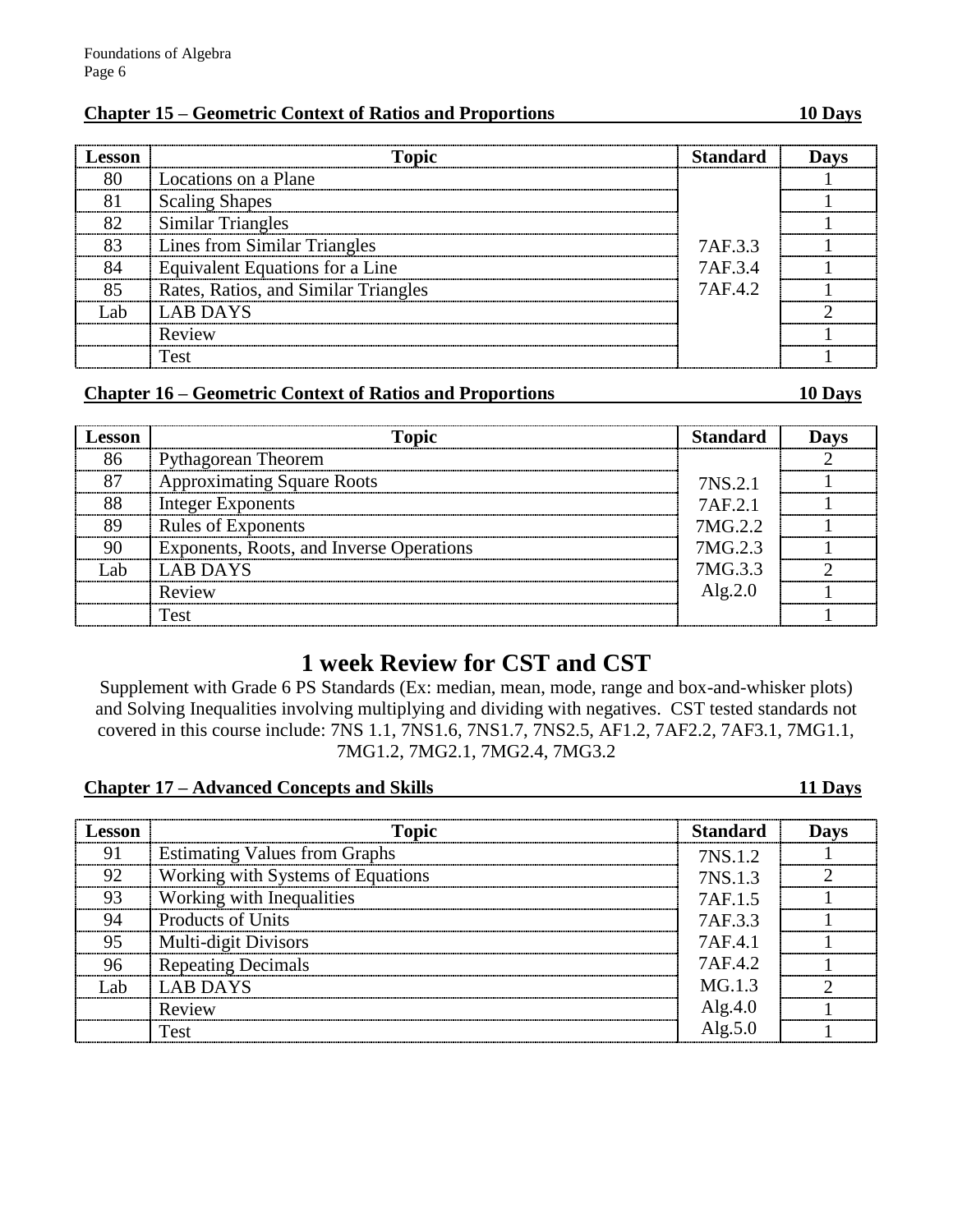## Chapter 15 – Geometric Context of Ratios and Proportions 10 Days

| Lesson | Topic | Standard | Days |
|---|---|---|---|
| 80 | Locations on a Plane | 7AF.3.3<br>7AF.3.4<br>7AF.4.2 | 1 |
| 81 | Scaling Shapes | | 1 |
| 82 | Similar Triangles | | 1 |
| 83 | Lines from Similar Triangles | | 1 |
| 84 | Equivalent Equations for a Line | | 1 |
| 85 | Rates, Ratios, and Similar Triangles | | 1 |
| Lab | LAB DAYS | | 2 |
| | Review | | 1 |
| | Test | | 1 |

## Chapter 16 – Geometric Context of Ratios and Proportions 10 Days

| Lesson | Topic | Standard | Days |
|---|---|---|---|
| 86 | Pythagorean Theorem | 7NS.2.1<br>7AF.2.1<br>7MG.2.2<br>7MG.2.3<br>7MG.3.3<br>Alg.2.0 | 2 |
| 87 | Approximating Square Roots | | 1 |
| 88 | Integer Exponents | | 1 |
| 89 | Rules of Exponents | | 1 |
| 90 | Exponents, Roots, and Inverse Operations | | 1 |
| Lab | LAB DAYS | | 2 |
| | Review | | 1 |
| | Test | | 1 |

# 1 week Review for CST and CST

Supplement with Grade 6 PS Standards (Ex: median, mean, mode, range and box-and-whisker plots) and Solving Inequalities involving multiplying and dividing with negatives. CST tested standards not covered in this course include: 7NS 1.1, 7NS1.6, 7NS1.7, 7NS2.5, AF1.2, 7AF2.2, 7AF3.1, 7MG1.1, 7MG1.2, 7MG2.1, 7MG2.4, 7MG3.2

## Chapter 17 – Advanced Concepts and Skills 11 Days

| Lesson | Topic | Standard | Days |
|---|---|---|---|
| 91 | Estimating Values from Graphs | 7NS.1.2<br>7NS.1.3<br>7AF.1.5<br>7AF.3.3<br>7AF.4.1<br>7AF.4.2<br>MG.1.3<br>Alg.4.0<br>Alg.5.0 | 1 |
| 92 | Working with Systems of Equations | | 2 |
| 93 | Working with Inequalities | | 1 |
| 94 | Products of Units | | 1 |
| 95 | Multi-digit Divisors | | 1 |
| 96 | Repeating Decimals | | 1 |
| Lab | LAB DAYS | | 2 |
| | Review | | 1 |
| | Test | | 1 |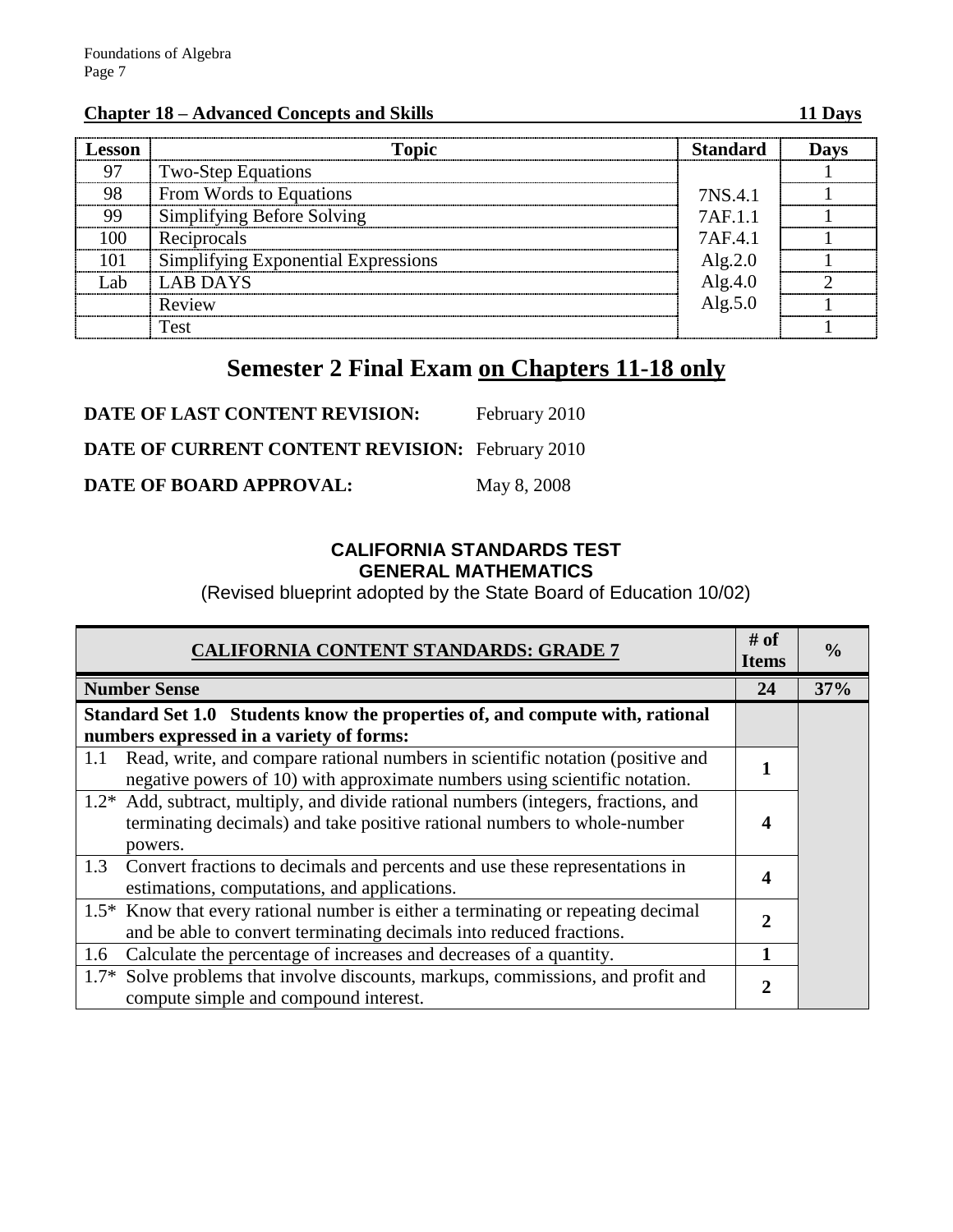**Chapter 18 – Advanced Concepts and Skills** **11 Days**

| Lesson | Topic | Standard | Days |
|---|---|---|---|
| 97 | Two-Step Equations | 7NS.4.1<br>7AF.1.1<br>7AF.4.1<br>Alg.2.0<br>Alg.4.0<br>Alg.5.0 | 1 |
| 98 | From Words to Equations | | 1 |
| 99 | Simplifying Before Solving | | 1 |
| 100 | Reciprocals | | 1 |
| 101 | Simplifying Exponential Expressions | | 1 |
| Lab | LAB DAYS | | 2 |
| | Review | | 1 |
| | Test | | 1 |

## Semester 2 Final Exam on Chapters 11-18 only

**DATE OF LAST CONTENT REVISION:** February 2010

**DATE OF CURRENT CONTENT REVISION:** February 2010

**DATE OF BOARD APPROVAL:** May 8, 2008

### CALIFORNIA STANDARDS TEST
### GENERAL MATHEMATICS

(Revised blueprint adopted by the State Board of Education 10/02)

| CALIFORNIA CONTENT STANDARDS: GRADE 7 | # of Items | % |
|---|---|---|
| **Number Sense** | **24** | **37%** |
| **Standard Set 1.0 Students know the properties of, and compute with, rational numbers expressed in a variety of forms:** | | |
| 1.1 Read, write, and compare rational numbers in scientific notation (positive and negative powers of 10) with approximate numbers using scientific notation. | **1** | |
| 1.2* Add, subtract, multiply, and divide rational numbers (integers, fractions, and terminating decimals) and take positive rational numbers to whole-number powers. | **4** | |
| 1.3 Convert fractions to decimals and percents and use these representations in estimations, computations, and applications. | **4** | |
| 1.5* Know that every rational number is either a terminating or repeating decimal and be able to convert terminating decimals into reduced fractions. | **2** | |
| 1.6 Calculate the percentage of increases and decreases of a quantity. | **1** | |
| 1.7* Solve problems that involve discounts, markups, commissions, and profit and compute simple and compound interest. | **2** | |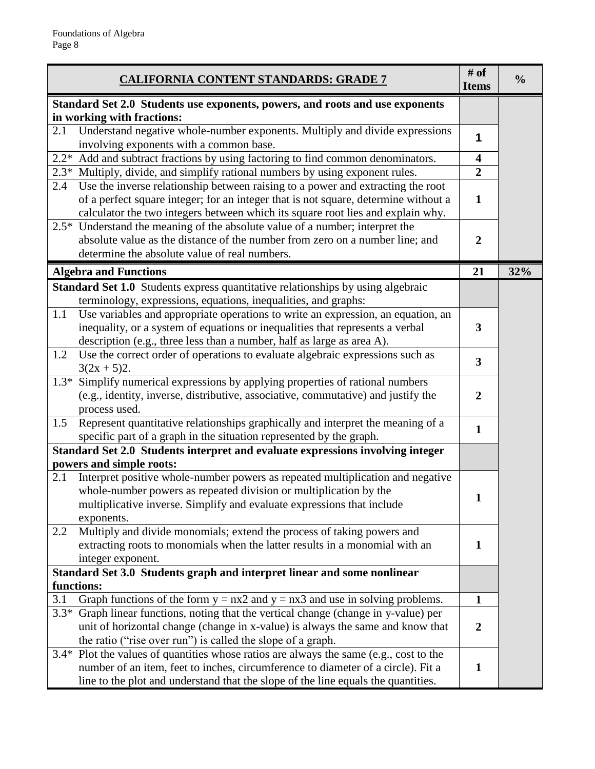| CALIFORNIA CONTENT STANDARDS: GRADE 7 | # of Items | % |
|---|---|---|
| **Standard Set 2.0 Students use exponents, powers, and roots and use exponents in working with fractions:** | | |
| 2.1 Understand negative whole-number exponents. Multiply and divide expressions involving exponents with a common base. | 1 | |
| 2.2* Add and subtract fractions by using factoring to find common denominators. | 4 | |
| 2.3* Multiply, divide, and simplify rational numbers by using exponent rules. | 2 | |
| 2.4 Use the inverse relationship between raising to a power and extracting the root of a perfect square integer; for an integer that is not square, determine without a calculator the two integers between which its square root lies and explain why. | 1 | |
| 2.5* Understand the meaning of the absolute value of a number; interpret the absolute value as the distance of the number from zero on a number line; and determine the absolute value of real numbers. | 2 | |
| **Algebra and Functions** | **21** | **32%** |
| **Standard Set 1.0** Students express quantitative relationships by using algebraic terminology, expressions, equations, inequalities, and graphs: | | |
| 1.1 Use variables and appropriate operations to write an expression, an equation, an inequality, or a system of equations or inequalities that represents a verbal description (e.g., three less than a number, half as large as area A). | 3 | |
| 1.2 Use the correct order of operations to evaluate algebraic expressions such as $3(2x + 5)2$. | 3 | |
| 1.3* Simplify numerical expressions by applying properties of rational numbers (e.g., identity, inverse, distributive, associative, commutative) and justify the process used. | 2 | |
| 1.5 Represent quantitative relationships graphically and interpret the meaning of a specific part of a graph in the situation represented by the graph. | 1 | |
| **Standard Set 2.0 Students interpret and evaluate expressions involving integer powers and simple roots:** | | |
| 2.1 Interpret positive whole-number powers as repeated multiplication and negative whole-number powers as repeated division or multiplication by the multiplicative inverse. Simplify and evaluate expressions that include exponents. | 1 | |
| 2.2 Multiply and divide monomials; extend the process of taking powers and extracting roots to monomials when the latter results in a monomial with an integer exponent. | 1 | |
| **Standard Set 3.0 Students graph and interpret linear and some nonlinear functions:** | | |
| 3.1 Graph functions of the form $y = nx2$ and $y = nx3$ and use in solving problems. | 1 | |
| 3.3* Graph linear functions, noting that the vertical change (change in y-value) per unit of horizontal change (change in x-value) is always the same and know that the ratio ("rise over run") is called the slope of a graph. | 2 | |
| 3.4* Plot the values of quantities whose ratios are always the same (e.g., cost to the number of an item, feet to inches, circumference to diameter of a circle). Fit a line to the plot and understand that the slope of the line equals the quantities. | 1 | |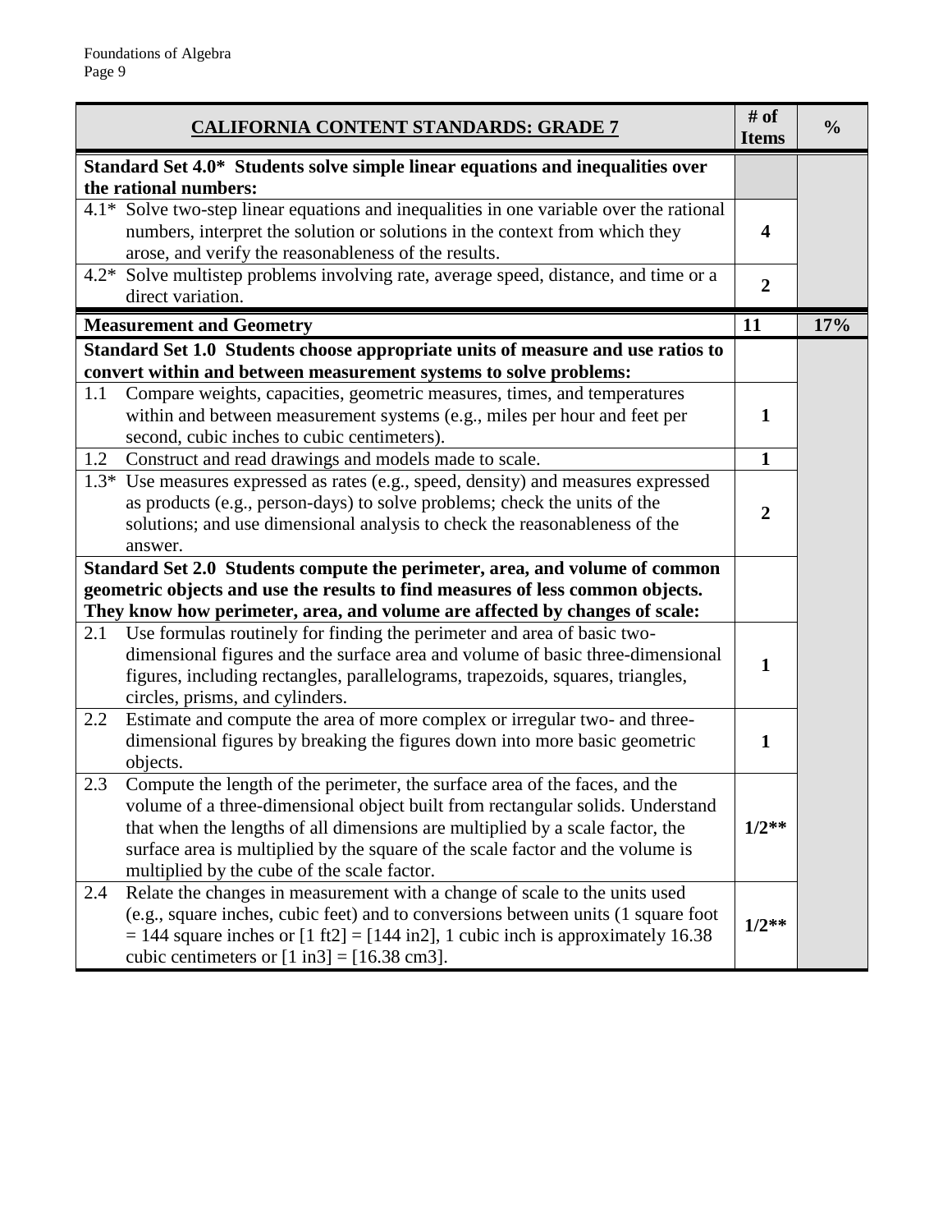| CALIFORNIA CONTENT STANDARDS: GRADE 7 | # of Items | % |
|---|---|---|
| **Standard Set 4.0\*  Students solve simple linear equations and inequalities over the rational numbers:** | | |
| 4.1\*  Solve two-step linear equations and inequalities in one variable over the rational numbers, interpret the solution or solutions in the context from which they arose, and verify the reasonableness of the results. | **4** | |
| 4.2\*  Solve multistep problems involving rate, average speed, distance, and time or a direct variation. | **2** | |
| **Measurement and Geometry** | **11** | **17%** |
| **Standard Set 1.0  Students choose appropriate units of measure and use ratios to convert within and between measurement systems to solve problems:** | | |
| 1.1  Compare weights, capacities, geometric measures, times, and temperatures within and between measurement systems (e.g., miles per hour and feet per second, cubic inches to cubic centimeters). | **1** | |
| 1.2  Construct and read drawings and models made to scale. | **1** | |
| 1.3\*  Use measures expressed as rates (e.g., speed, density) and measures expressed as products (e.g., person-days) to solve problems; check the units of the solutions; and use dimensional analysis to check the reasonableness of the answer. | **2** | |
| **Standard Set 2.0  Students compute the perimeter, area, and volume of common geometric objects and use the results to find measures of less common objects. They know how perimeter, area, and volume are affected by changes of scale:** | | |
| 2.1  Use formulas routinely for finding the perimeter and area of basic two-dimensional figures and the surface area and volume of basic three-dimensional figures, including rectangles, parallelograms, trapezoids, squares, triangles, circles, prisms, and cylinders. | **1** | |
| 2.2  Estimate and compute the area of more complex or irregular two- and three-dimensional figures by breaking the figures down into more basic geometric objects. | **1** | |
| 2.3  Compute the length of the perimeter, the surface area of the faces, and the volume of a three-dimensional object built from rectangular solids. Understand that when the lengths of all dimensions are multiplied by a scale factor, the surface area is multiplied by the square of the scale factor and the volume is multiplied by the cube of the scale factor. | **1/2\*\*** | |
| 2.4  Relate the changes in measurement with a change of scale to the units used (e.g., square inches, cubic feet) and to conversions between units (1 square foot = 144 square inches or [1 ft2] = [144 in2], 1 cubic inch is approximately 16.38 cubic centimeters or [1 in3] = [16.38 cm3]. | **1/2\*\*** | |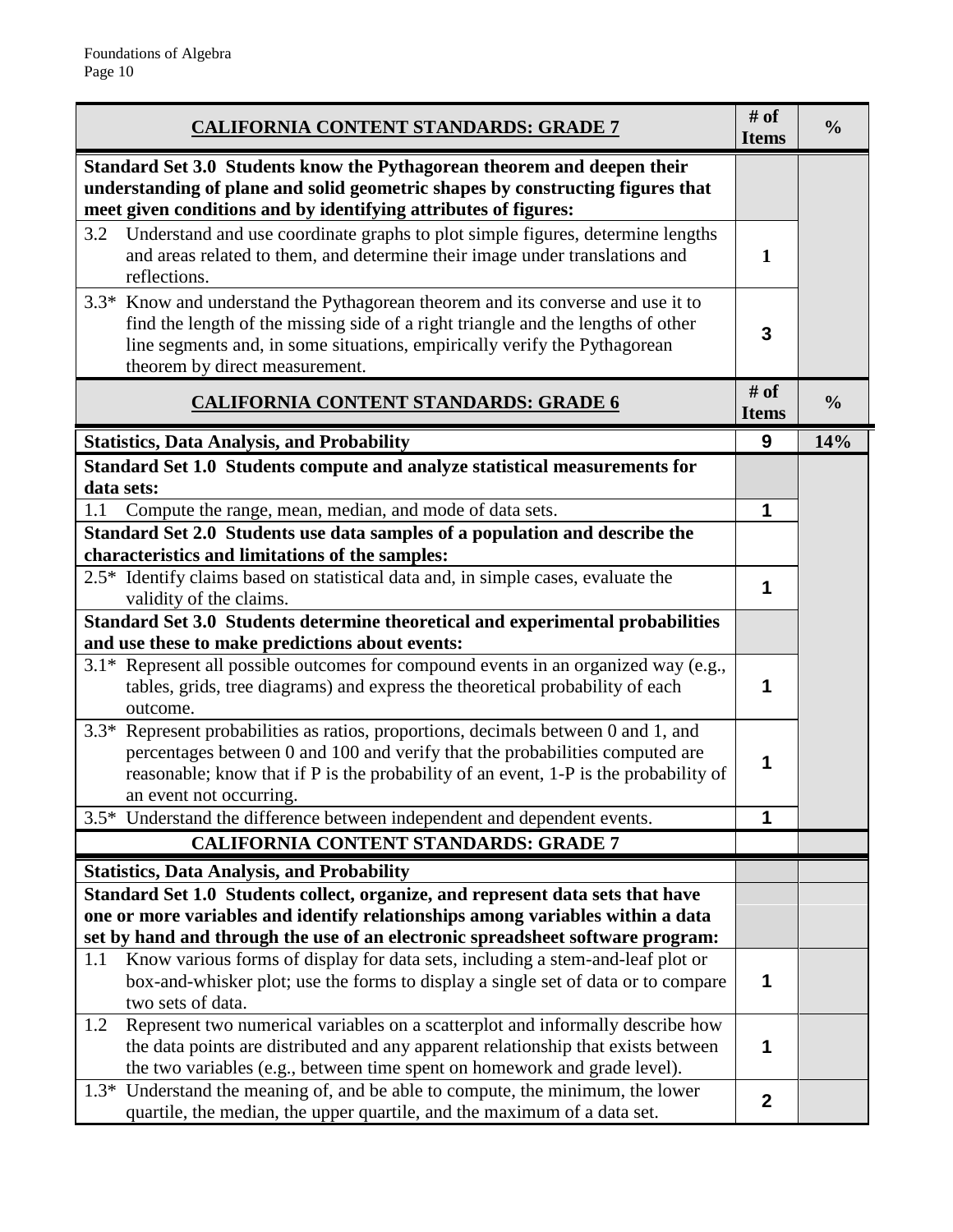| CALIFORNIA CONTENT STANDARDS: GRADE 7 | # of Items | % |
|---|---|---|
| **Standard Set 3.0 Students know the Pythagorean theorem and deepen their understanding of plane and solid geometric shapes by constructing figures that meet given conditions and by identifying attributes of figures:** | | |
| 3.2 Understand and use coordinate graphs to plot simple figures, determine lengths and areas related to them, and determine their image under translations and reflections. | 1 | |
| 3.3* Know and understand the Pythagorean theorem and its converse and use it to find the length of the missing side of a right triangle and the lengths of other line segments and, in some situations, empirically verify the Pythagorean theorem by direct measurement. | 3 | |

| CALIFORNIA CONTENT STANDARDS: GRADE 6 | # of Items | % |
|---|---|---|
| **Statistics, Data Analysis, and Probability** | **9** | **14%** |
| **Standard Set 1.0 Students compute and analyze statistical measurements for data sets:** | | |
| 1.1 Compute the range, mean, median, and mode of data sets. | 1 | |
| **Standard Set 2.0 Students use data samples of a population and describe the characteristics and limitations of the samples:** | | |
| 2.5* Identify claims based on statistical data and, in simple cases, evaluate the validity of the claims. | 1 | |
| **Standard Set 3.0 Students determine theoretical and experimental probabilities and use these to make predictions about events:** | | |
| 3.1* Represent all possible outcomes for compound events in an organized way (e.g., tables, grids, tree diagrams) and express the theoretical probability of each outcome. | 1 | |
| 3.3* Represent probabilities as ratios, proportions, decimals between 0 and 1, and percentages between 0 and 100 and verify that the probabilities computed are reasonable; know that if P is the probability of an event, 1-P is the probability of an event not occurring. | 1 | |
| 3.5* Understand the difference between independent and dependent events. | 1 | |
| **CALIFORNIA CONTENT STANDARDS: GRADE 7** | | |
| **Statistics, Data Analysis, and Probability** | | |
| **Standard Set 1.0 Students collect, organize, and represent data sets that have one or more variables and identify relationships among variables within a data set by hand and through the use of an electronic spreadsheet software program:** | | |
| 1.1 Know various forms of display for data sets, including a stem-and-leaf plot or box-and-whisker plot; use the forms to display a single set of data or to compare two sets of data. | 1 | |
| 1.2 Represent two numerical variables on a scatterplot and informally describe how the data points are distributed and any apparent relationship that exists between the two variables (e.g., between time spent on homework and grade level). | 1 | |
| 1.3* Understand the meaning of, and be able to compute, the minimum, the lower quartile, the median, the upper quartile, and the maximum of a data set. | 2 | |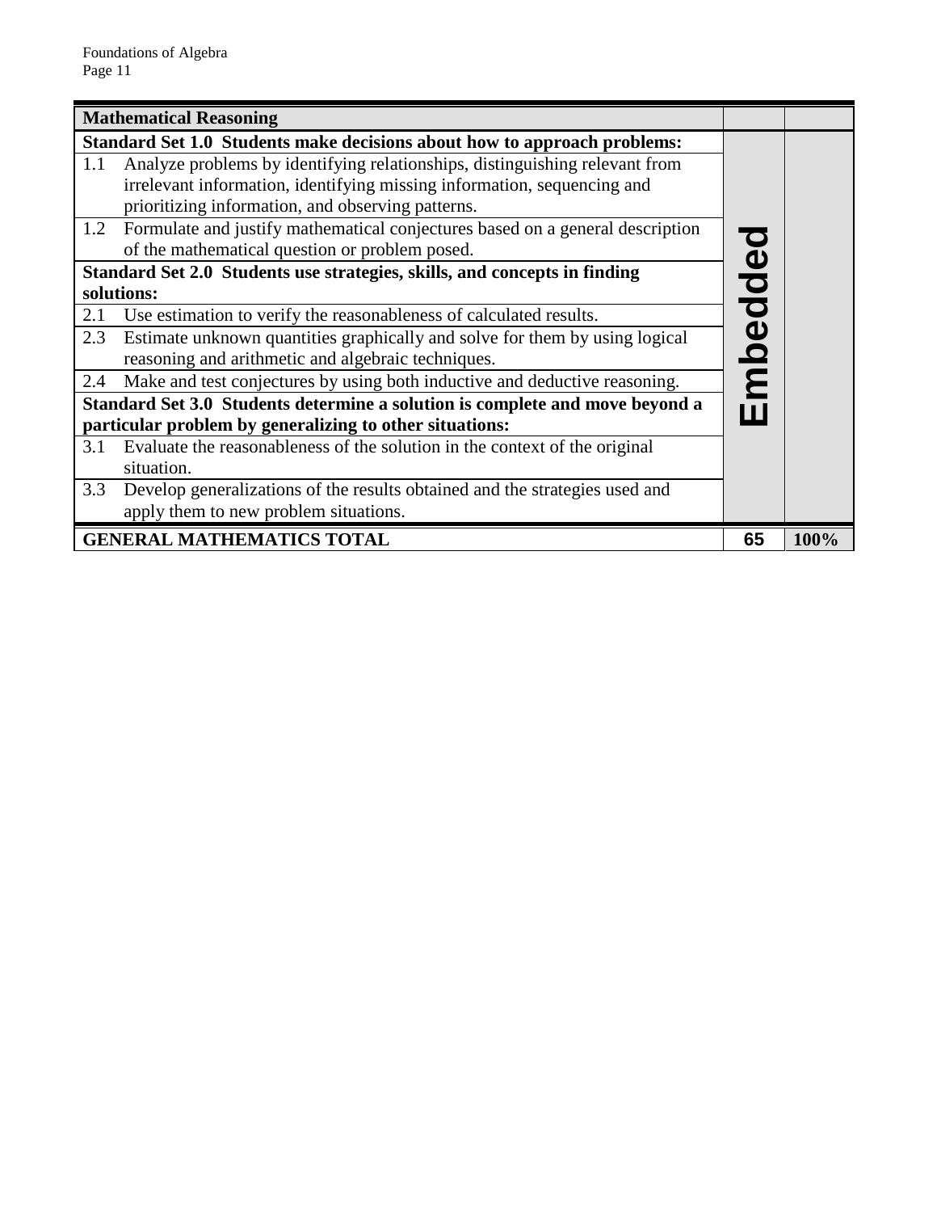| Mathematical Reasoning | | |
| --- | --- | --- |
| **Standard Set 1.0 Students make decisions about how to approach problems:** | Embedded | |
| 1.1 Analyze problems by identifying relationships, distinguishing relevant from irrelevant information, identifying missing information, sequencing and prioritizing information, and observing patterns. | | |
| 1.2 Formulate and justify mathematical conjectures based on a general description of the mathematical question or problem posed. | | |
| **Standard Set 2.0 Students use strategies, skills, and concepts in finding solutions:** | | |
| 2.1 Use estimation to verify the reasonableness of calculated results. | | |
| 2.3 Estimate unknown quantities graphically and solve for them by using logical reasoning and arithmetic and algebraic techniques. | | |
| 2.4 Make and test conjectures by using both inductive and deductive reasoning. | | |
| **Standard Set 3.0 Students determine a solution is complete and move beyond a particular problem by generalizing to other situations:** | | |
| 3.1 Evaluate the reasonableness of the solution in the context of the original situation. | | |
| 3.3 Develop generalizations of the results obtained and the strategies used and apply them to new problem situations. | | |
| **GENERAL MATHEMATICS TOTAL** | **65** | **100%** |